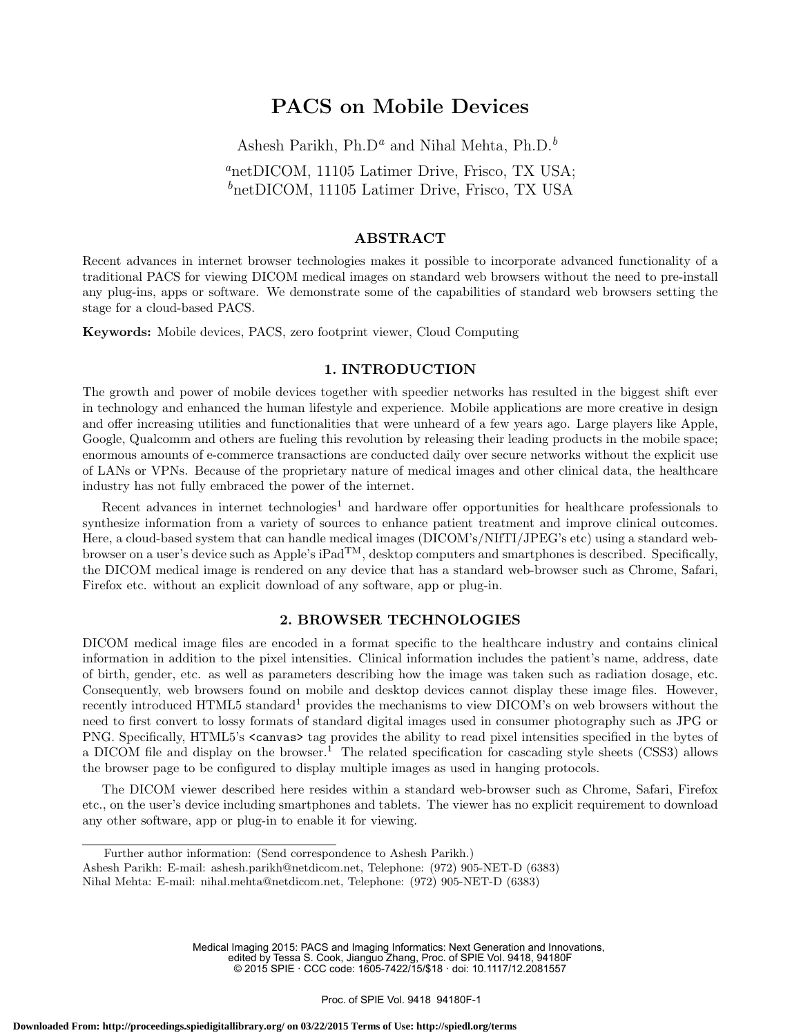# PACS on Mobile Devices

Ashesh Parikh, Ph.D[a] and Nihal Mehta, Ph.D.[b]

[a]netDICOM, 11105 Latimer Drive, Frisco, TX USA;
[b]netDICOM, 11105 Latimer Drive, Frisco, TX USA

## ABSTRACT

Recent advances in internet browser technologies makes it possible to incorporate advanced functionality of a traditional PACS for viewing DICOM medical images on standard web browsers without the need to pre-install any plug-ins, apps or software. We demonstrate some of the capabilities of standard web browsers setting the stage for a cloud-based PACS.

**Keywords:** Mobile devices, PACS, zero footprint viewer, Cloud Computing

## 1. INTRODUCTION

The growth and power of mobile devices together with speedier networks has resulted in the biggest shift ever in technology and enhanced the human lifestyle and experience. Mobile applications are more creative in design and offer increasing utilities and functionalities that were unheard of a few years ago. Large players like Apple, Google, Qualcomm and others are fueling this revolution by releasing their leading products in the mobile space; enormous amounts of e-commerce transactions are conducted daily over secure networks without the explicit use of LANs or VPNs. Because of the proprietary nature of medical images and other clinical data, the healthcare industry has not fully embraced the power of the internet.

Recent advances in internet technologies[1] and hardware offer opportunities for healthcare professionals to synthesize information from a variety of sources to enhance patient treatment and improve clinical outcomes. Here, a cloud-based system that can handle medical images (DICOM's/NIfTI/JPEG's etc) using a standard web-browser on a user's device such as Apple's iPad™, desktop computers and smartphones is described. Specifically, the DICOM medical image is rendered on any device that has a standard web-browser such as Chrome, Safari, Firefox etc. without an explicit download of any software, app or plug-in.

## 2. BROWSER TECHNOLOGIES

DICOM medical image files are encoded in a format specific to the healthcare industry and contains clinical information in addition to the pixel intensities. Clinical information includes the patient's name, address, date of birth, gender, etc. as well as parameters describing how the image was taken such as radiation dosage, etc. Consequently, web browsers found on mobile and desktop devices cannot display these image files. However, recently introduced HTML5 standard[1] provides the mechanisms to view DICOM's on web browsers without the need to first convert to lossy formats of standard digital images used in consumer photography such as JPG or PNG. Specifically, HTML5's `<canvas>` tag provides the ability to read pixel intensities specified in the bytes of a DICOM file and display on the browser.[1] The related specification for cascading style sheets (CSS3) allows the browser page to be configured to display multiple images as used in hanging protocols.

The DICOM viewer described here resides within a standard web-browser such as Chrome, Safari, Firefox etc., on the user's device including smartphones and tablets. The viewer has no explicit requirement to download any other software, app or plug-in to enable it for viewing.

---

Further author information: (Send correspondence to Ashesh Parikh.)
Ashesh Parikh: E-mail: ashesh.parikh@netdicom.net, Telephone: (972) 905-NET-D (6383)
Nihal Mehta: E-mail: nihal.mehta@netdicom.net, Telephone: (972) 905-NET-D (6383)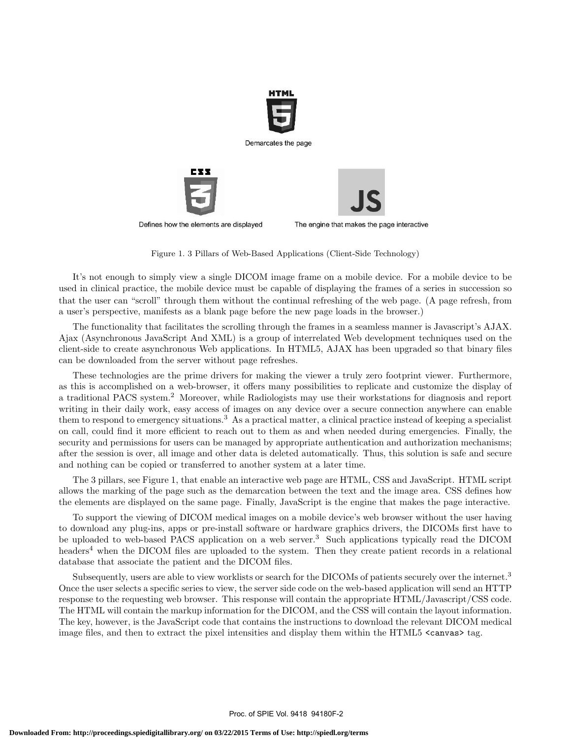HTML

Demarcates the page

CSS

Defines how the elements are displayed

JS

The engine that makes the page interactive

Figure 1. 3 Pillars of Web-Based Applications (Client-Side Technology)

It's not enough to simply view a single DICOM image frame on a mobile device. For a mobile device to be used in clinical practice, the mobile device must be capable of displaying the frames of a series in succession so that the user can "scroll" through them without the continual refreshing of the web page. (A page refresh, from a user's perspective, manifests as a blank page before the new page loads in the browser.)

The functionality that facilitates the scrolling through the frames in a seamless manner is Javascript's AJAX. Ajax (Asynchronous JavaScript And XML) is a group of interrelated Web development techniques used on the client-side to create asynchronous Web applications. In HTML5, AJAX has been upgraded so that binary files can be downloaded from the server without page refreshes.

These technologies are the prime drivers for making the viewer a truly zero footprint viewer. Furthermore, as this is accomplished on a web-browser, it offers many possibilities to replicate and customize the display of a traditional PACS system.[2] Moreover, while Radiologists may use their workstations for diagnosis and report writing in their daily work, easy access of images on any device over a secure connection anywhere can enable them to respond to emergency situations.[3] As a practical matter, a clinical practice instead of keeping a specialist on call, could find it more efficient to reach out to them as and when needed during emergencies. Finally, the security and permissions for users can be managed by appropriate authentication and authorization mechanisms; after the session is over, all image and other data is deleted automatically. Thus, this solution is safe and secure and nothing can be copied or transferred to another system at a later time.

The 3 pillars, see Figure 1, that enable an interactive web page are HTML, CSS and JavaScript. HTML script allows the marking of the page such as the demarcation between the text and the image area. CSS defines how the elements are displayed on the same page. Finally, JavaScript is the engine that makes the page interactive.

To support the viewing of DICOM medical images on a mobile device's web browser without the user having to download any plug-ins, apps or pre-install software or hardware graphics drivers, the DICOMs first have to be uploaded to web-based PACS application on a web server.[3] Such applications typically read the DICOM headers[4] when the DICOM files are uploaded to the system. Then they create patient records in a relational database that associate the patient and the DICOM files.

Subsequently, users are able to view worklists or search for the DICOMs of patients securely over the internet.[3] Once the user selects a specific series to view, the server side code on the web-based application will send an HTTP response to the requesting web browser. This response will contain the appropriate HTML/Javascript/CSS code. The HTML will contain the markup information for the DICOM, and the CSS will contain the layout information. The key, however, is the JavaScript code that contains the instructions to download the relevant DICOM medical image files, and then to extract the pixel intensities and display them within the HTML5 `<canvas>` tag.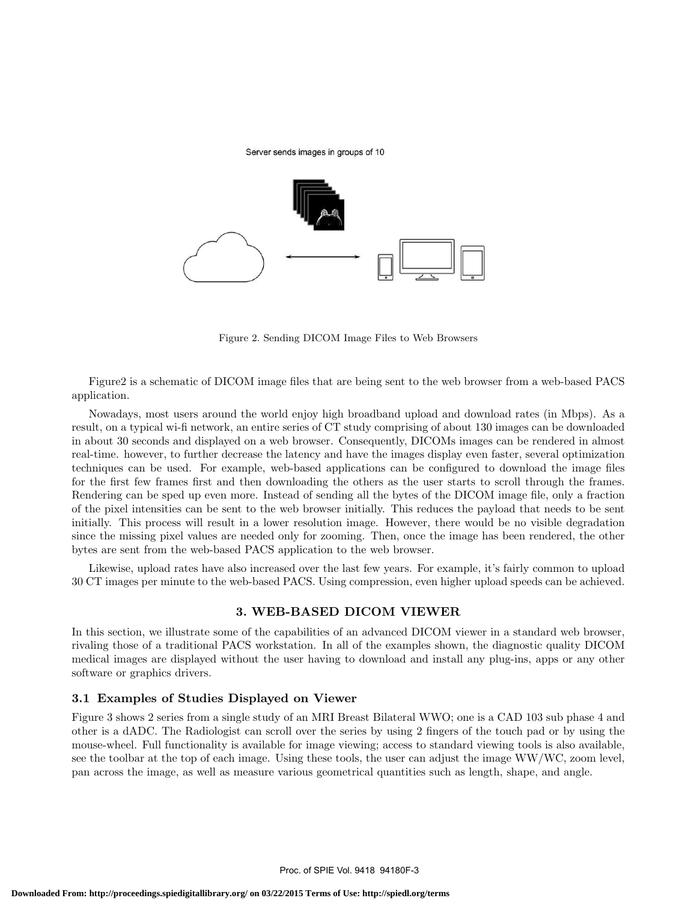Server sends images in groups of 10

Figure 2. Sending DICOM Image Files to Web Browsers

Figure2 is a schematic of DICOM image files that are being sent to the web browser from a web-based PACS application.

Nowadays, most users around the world enjoy high broadband upload and download rates (in Mbps). As a result, on a typical wi-fi network, an entire series of CT study comprising of about 130 images can be downloaded in about 30 seconds and displayed on a web browser. Consequently, DICOMs images can be rendered in almost real-time. however, to further decrease the latency and have the images display even faster, several optimization techniques can be used. For example, web-based applications can be configured to download the image files for the first few frames first and then downloading the others as the user starts to scroll through the frames. Rendering can be sped up even more. Instead of sending all the bytes of the DICOM image file, only a fraction of the pixel intensities can be sent to the web browser initially. This reduces the payload that needs to be sent initially. This process will result in a lower resolution image. However, there would be no visible degradation since the missing pixel values are needed only for zooming. Then, once the image has been rendered, the other bytes are sent from the web-based PACS application to the web browser.

Likewise, upload rates have also increased over the last few years. For example, it's fairly common to upload 30 CT images per minute to the web-based PACS. Using compression, even higher upload speeds can be achieved.

## 3. WEB-BASED DICOM VIEWER

In this section, we illustrate some of the capabilities of an advanced DICOM viewer in a standard web browser, rivaling those of a traditional PACS workstation. In all of the examples shown, the diagnostic quality DICOM medical images are displayed without the user having to download and install any plug-ins, apps or any other software or graphics drivers.

### 3.1 Examples of Studies Displayed on Viewer

Figure 3 shows 2 series from a single study of an MRI Breast Bilateral WWO; one is a CAD 103 sub phase 4 and other is a dADC. The Radiologist can scroll over the series by using 2 fingers of the touch pad or by using the mouse-wheel. Full functionality is available for image viewing; access to standard viewing tools is also available, see the toolbar at the top of each image. Using these tools, the user can adjust the image WW/WC, zoom level, pan across the image, as well as measure various geometrical quantities such as length, shape, and angle.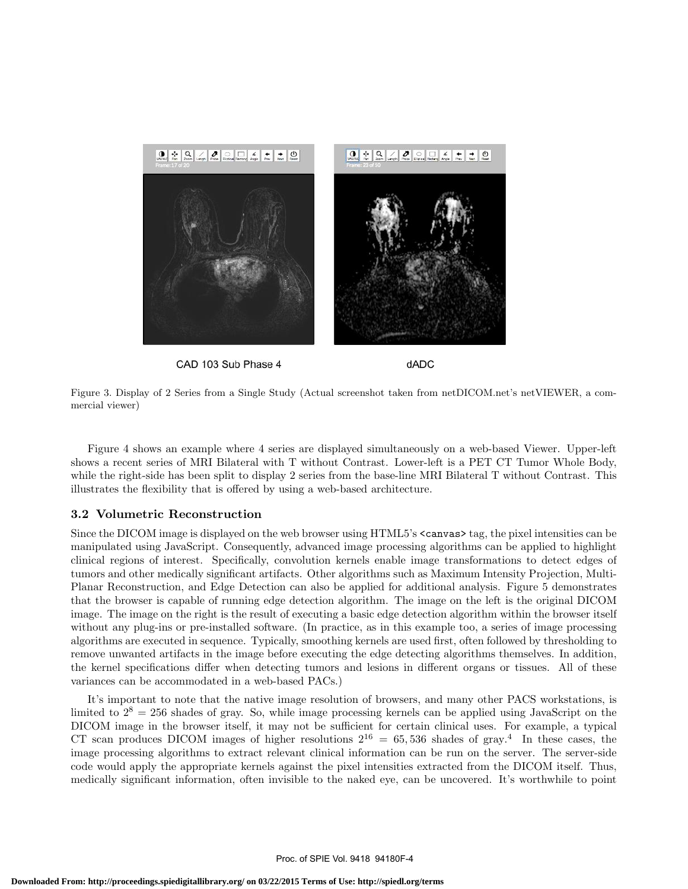CAD 103 Sub Phase 4

dADC

Figure 3. Display of 2 Series from a Single Study (Actual screenshot taken from netDICOM.net's netVIEWER, a commercial viewer)

Figure 4 shows an example where 4 series are displayed simultaneously on a web-based Viewer. Upper-left shows a recent series of MRI Bilateral with T without Contrast. Lower-left is a PET CT Tumor Whole Body, while the right-side has been split to display 2 series from the base-line MRI Bilateral T without Contrast. This illustrates the flexibility that is offered by using a web-based architecture.

### 3.2 Volumetric Reconstruction

Since the DICOM image is displayed on the web browser using HTML5's `<canvas>` tag, the pixel intensities can be manipulated using JavaScript. Consequently, advanced image processing algorithms can be applied to highlight clinical regions of interest. Specifically, convolution kernels enable image transformations to detect edges of tumors and other medically significant artifacts. Other algorithms such as Maximum Intensity Projection, Multi-Planar Reconstruction, and Edge Detection can also be applied for additional analysis. Figure 5 demonstrates that the browser is capable of running edge detection algorithm. The image on the left is the original DICOM image. The image on the right is the result of executing a basic edge detection algorithm within the browser itself without any plug-ins or pre-installed software. (In practice, as in this example too, a series of image processing algorithms are executed in sequence. Typically, smoothing kernels are used first, often followed by thresholding to remove unwanted artifacts in the image before executing the edge detecting algorithms themselves. In addition, the kernel specifications differ when detecting tumors and lesions in different organs or tissues. All of these variances can be accommodated in a web-based PACs.)

It's important to note that the native image resolution of browsers, and many other PACS workstations, is limited to $2^8 = 256$ shades of gray. So, while image processing kernels can be applied using JavaScript on the DICOM image in the browser itself, it may not be sufficient for certain clinical uses. For example, a typical CT scan produces DICOM images of higher resolutions $2^{16} = 65,536$ shades of gray.[4] In these cases, the image processing algorithms to extract relevant clinical information can be run on the server. The server-side code would apply the appropriate kernels against the pixel intensities extracted from the DICOM itself. Thus, medically significant information, often invisible to the naked eye, can be uncovered. It's worthwhile to point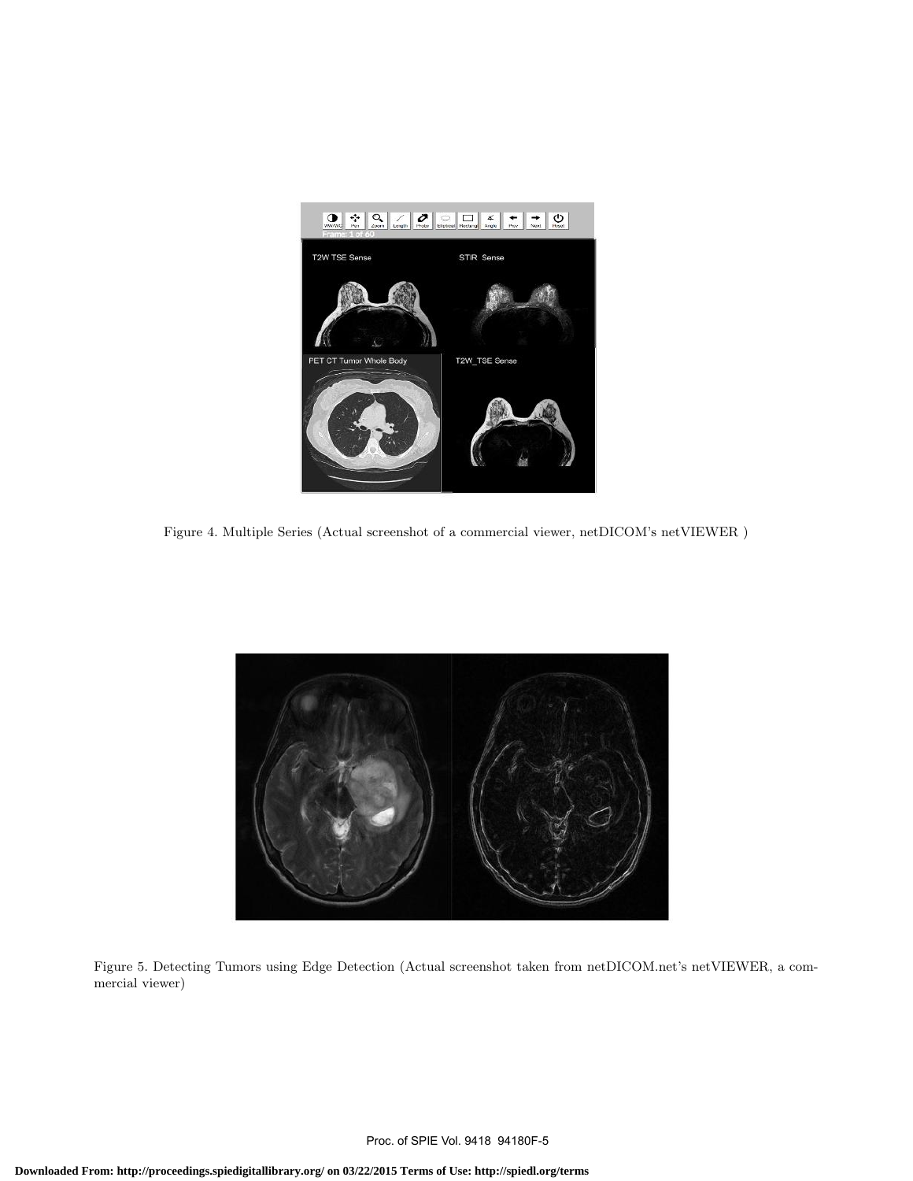Figure 4. Multiple Series (Actual screenshot of a commercial viewer, netDICOM's netVIEWER )

Figure 5. Detecting Tumors using Edge Detection (Actual screenshot taken from netDICOM.net's netVIEWER, a commercial viewer)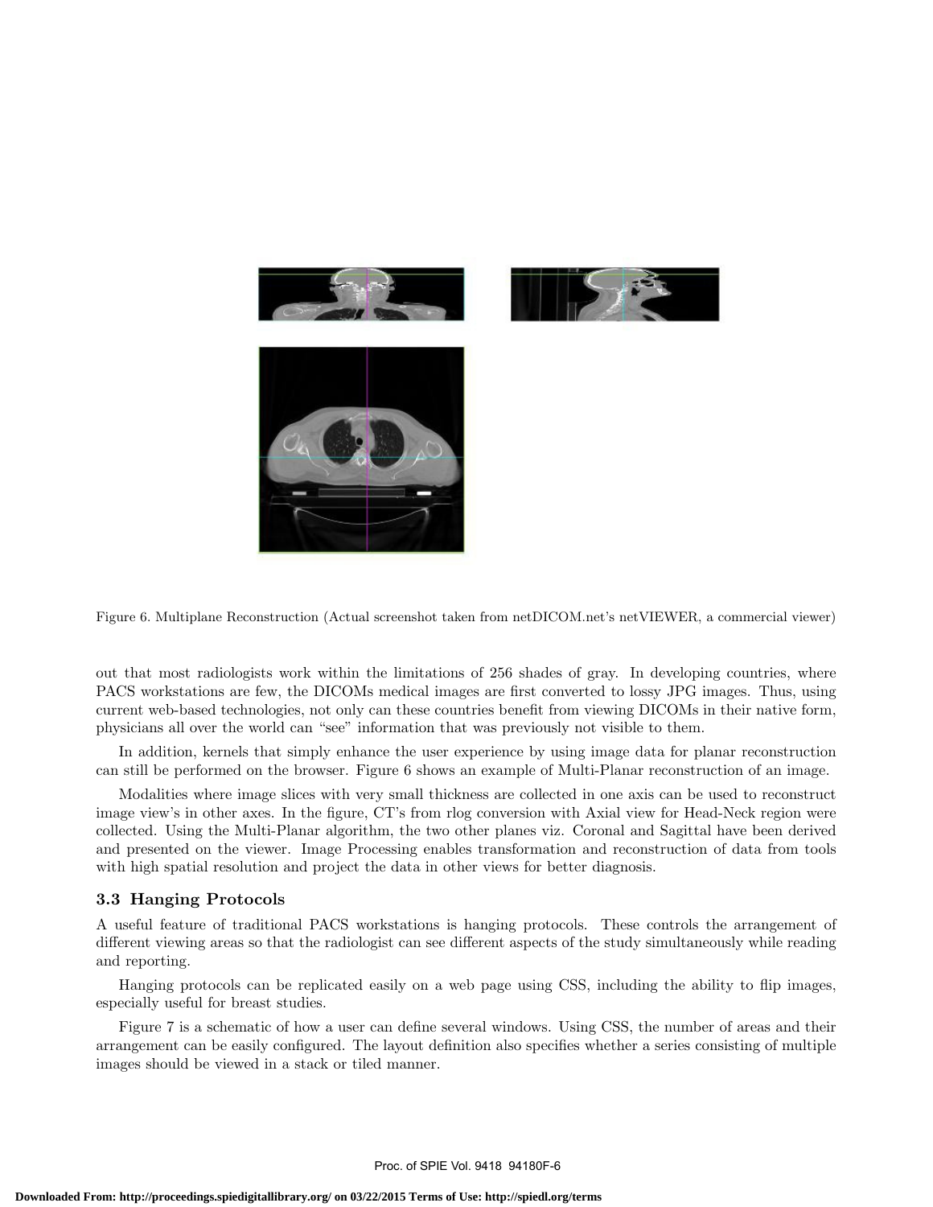Figure 6. Multiplane Reconstruction (Actual screenshot taken from netDICOM.net's netVIEWER, a commercial viewer)

out that most radiologists work within the limitations of 256 shades of gray. In developing countries, where PACS workstations are few, the DICOMs medical images are first converted to lossy JPG images. Thus, using current web-based technologies, not only can these countries benefit from viewing DICOMs in their native form, physicians all over the world can "see" information that was previously not visible to them.

In addition, kernels that simply enhance the user experience by using image data for planar reconstruction can still be performed on the browser. Figure 6 shows an example of Multi-Planar reconstruction of an image.

Modalities where image slices with very small thickness are collected in one axis can be used to reconstruct image view's in other axes. In the figure, CT's from rlog conversion with Axial view for Head-Neck region were collected. Using the Multi-Planar algorithm, the two other planes viz. Coronal and Sagittal have been derived and presented on the viewer. Image Processing enables transformation and reconstruction of data from tools with high spatial resolution and project the data in other views for better diagnosis.

### 3.3 Hanging Protocols

A useful feature of traditional PACS workstations is hanging protocols. These controls the arrangement of different viewing areas so that the radiologist can see different aspects of the study simultaneously while reading and reporting.

Hanging protocols can be replicated easily on a web page using CSS, including the ability to flip images, especially useful for breast studies.

Figure 7 is a schematic of how a user can define several windows. Using CSS, the number of areas and their arrangement can be easily configured. The layout definition also specifies whether a series consisting of multiple images should be viewed in a stack or tiled manner.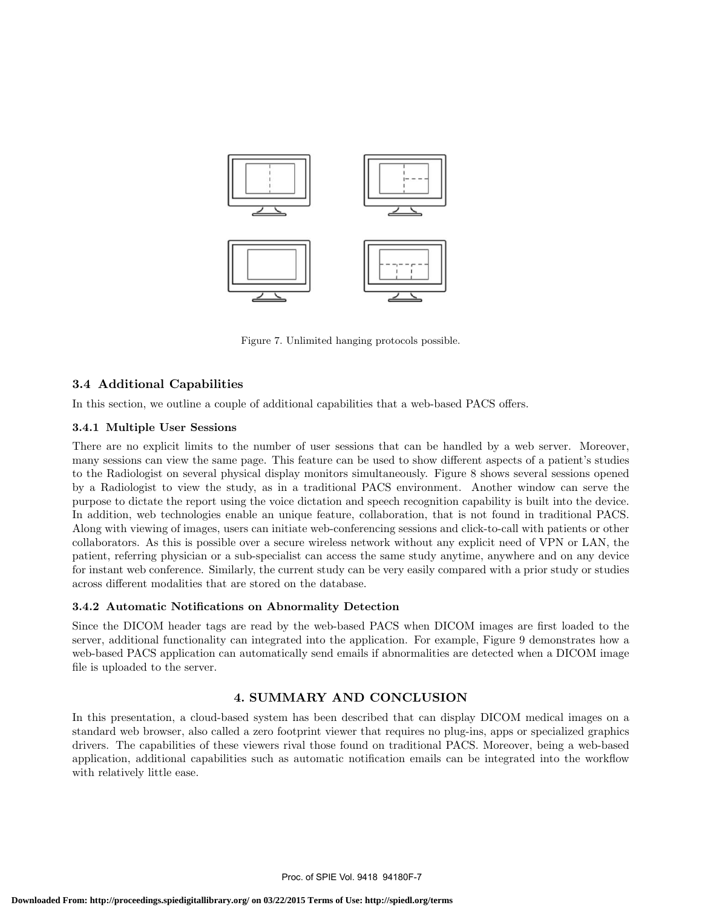Figure 7. Unlimited hanging protocols possible.

### 3.4 Additional Capabilities

In this section, we outline a couple of additional capabilities that a web-based PACS offers.

#### 3.4.1 Multiple User Sessions

There are no explicit limits to the number of user sessions that can be handled by a web server. Moreover, many sessions can view the same page. This feature can be used to show different aspects of a patient's studies to the Radiologist on several physical display monitors simultaneously. Figure 8 shows several sessions opened by a Radiologist to view the study, as in a traditional PACS environment. Another window can serve the purpose to dictate the report using the voice dictation and speech recognition capability is built into the device. In addition, web technologies enable an unique feature, collaboration, that is not found in traditional PACS. Along with viewing of images, users can initiate web-conferencing sessions and click-to-call with patients or other collaborators. As this is possible over a secure wireless network without any explicit need of VPN or LAN, the patient, referring physician or a sub-specialist can access the same study anytime, anywhere and on any device for instant web conference. Similarly, the current study can be very easily compared with a prior study or studies across different modalities that are stored on the database.

#### 3.4.2 Automatic Notifications on Abnormality Detection

Since the DICOM header tags are read by the web-based PACS when DICOM images are first loaded to the server, additional functionality can integrated into the application. For example, Figure 9 demonstrates how a web-based PACS application can automatically send emails if abnormalities are detected when a DICOM image file is uploaded to the server.

## 4. SUMMARY AND CONCLUSION

In this presentation, a cloud-based system has been described that can display DICOM medical images on a standard web browser, also called a zero footprint viewer that requires no plug-ins, apps or specialized graphics drivers. The capabilities of these viewers rival those found on traditional PACS. Moreover, being a web-based application, additional capabilities such as automatic notification emails can be integrated into the workflow with relatively little ease.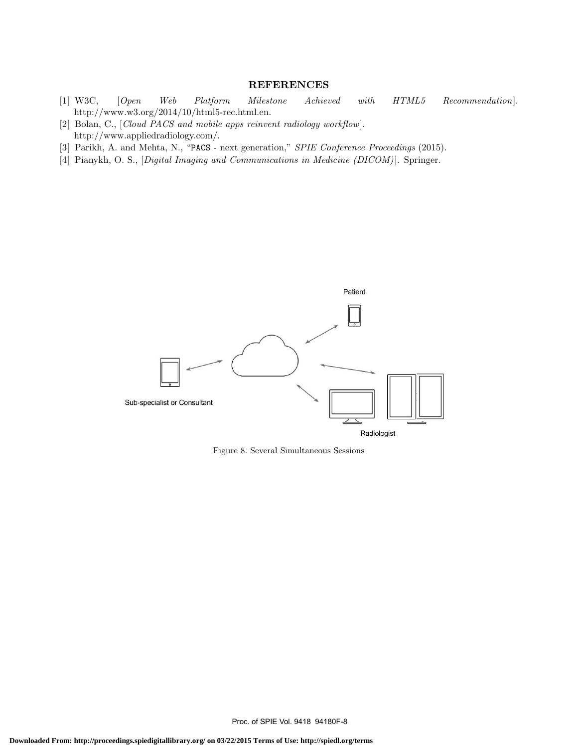## REFERENCES

[1] W3C, [*Open Web Platform Milestone Achieved with HTML5 Recommendation*]. http://www.w3.org/2014/10/html5-rec.html.en.

[2] Bolan, C., [*Cloud PACS and mobile apps reinvent radiology workflow*]. http://www.appliedradiology.com/.

[3] Parikh, A. and Mehta, N., "PACS - next generation," *SPIE Conference Proceedings* (2015).

[4] Pianykh, O. S., [*Digital Imaging and Communications in Medicine (DICOM)*]. Springer.

Figure 8. Several Simultaneous Sessions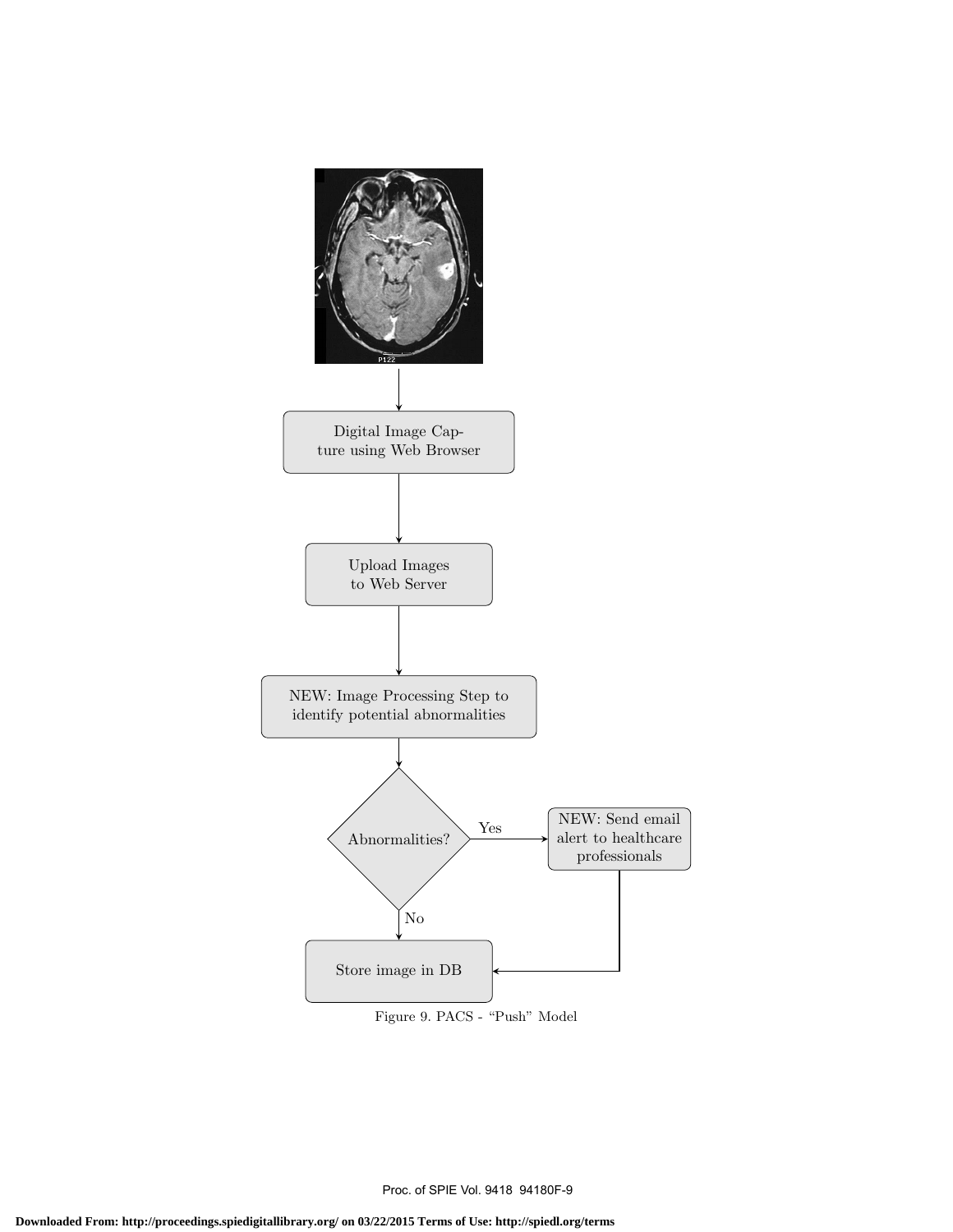P122

Digital Image Capture using Web Browser

Upload Images to Web Server

NEW: Image Processing Step to identify potential abnormalities

Abnormalities?

Yes

NEW: Send email alert to healthcare professionals

No

Store image in DB

Figure 9. PACS - "Push" Model